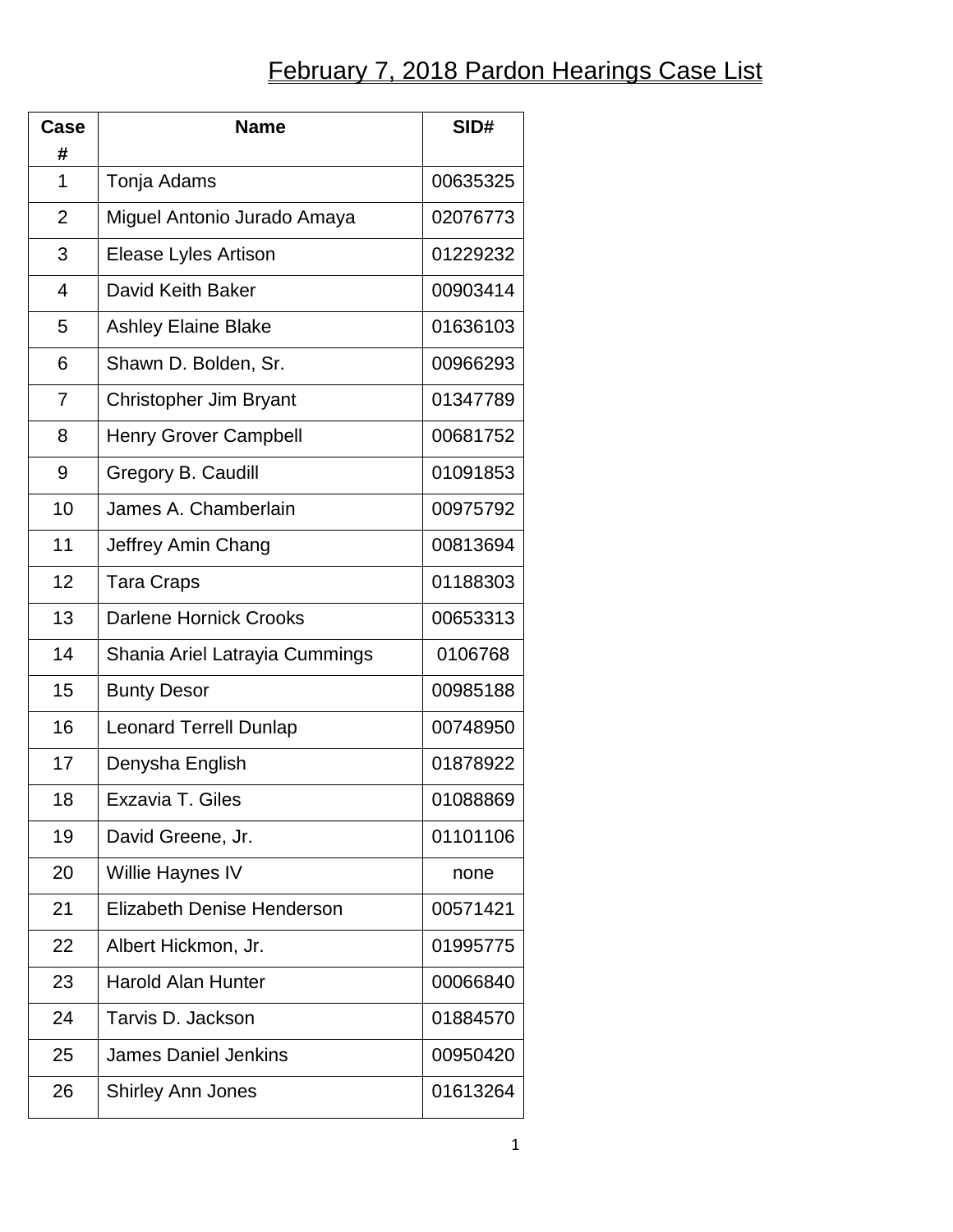# February 7, 2018 Pardon Hearings Case List

| Case # | Name | SID# |
|---|---|---|
| 1 | Tonja Adams | 00635325 |
| 2 | Miguel Antonio Jurado Amaya | 02076773 |
| 3 | Elease Lyles Artison | 01229232 |
| 4 | David Keith Baker | 00903414 |
| 5 | Ashley Elaine Blake | 01636103 |
| 6 | Shawn D. Bolden, Sr. | 00966293 |
| 7 | Christopher Jim Bryant | 01347789 |
| 8 | Henry Grover Campbell | 00681752 |
| 9 | Gregory B. Caudill | 01091853 |
| 10 | James A. Chamberlain | 00975792 |
| 11 | Jeffrey Amin Chang | 00813694 |
| 12 | Tara Craps | 01188303 |
| 13 | Darlene Hornick Crooks | 00653313 |
| 14 | Shania Ariel Latrayia Cummings | 0106768 |
| 15 | Bunty Desor | 00985188 |
| 16 | Leonard Terrell Dunlap | 00748950 |
| 17 | Denysha English | 01878922 |
| 18 | Exzavia T. Giles | 01088869 |
| 19 | David Greene, Jr. | 01101106 |
| 20 | Willie Haynes IV | none |
| 21 | Elizabeth Denise Henderson | 00571421 |
| 22 | Albert Hickmon, Jr. | 01995775 |
| 23 | Harold Alan Hunter | 00066840 |
| 24 | Tarvis D. Jackson | 01884570 |
| 25 | James Daniel Jenkins | 00950420 |
| 26 | Shirley Ann Jones | 01613264 |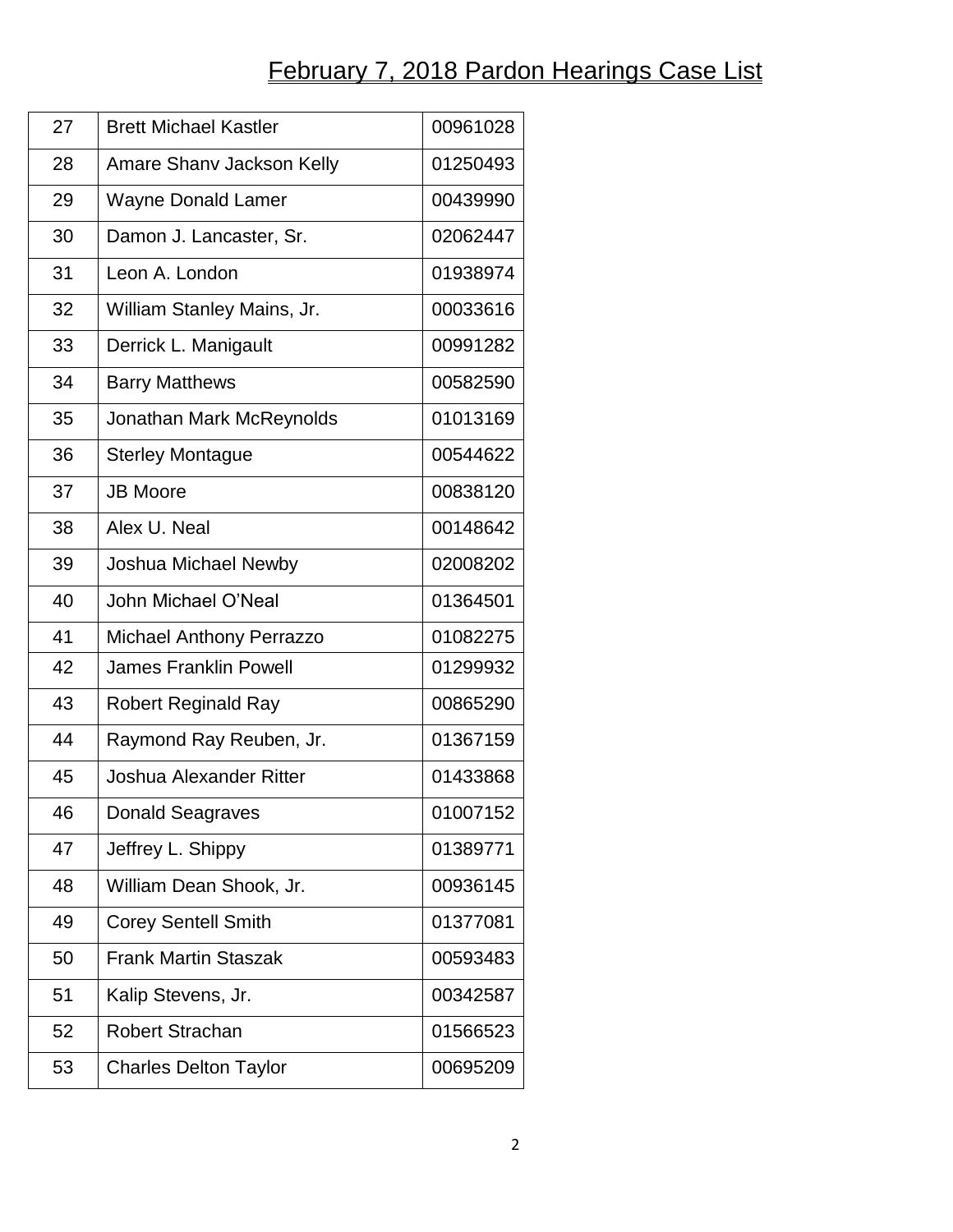# February 7, 2018 Pardon Hearings Case List

| | | |
|---|---|---|
| 27 | Brett Michael Kastler | 00961028 |
| 28 | Amare Shanv Jackson Kelly | 01250493 |
| 29 | Wayne Donald Lamer | 00439990 |
| 30 | Damon J. Lancaster, Sr. | 02062447 |
| 31 | Leon A. London | 01938974 |
| 32 | William Stanley Mains, Jr. | 00033616 |
| 33 | Derrick L. Manigault | 00991282 |
| 34 | Barry Matthews | 00582590 |
| 35 | Jonathan Mark McReynolds | 01013169 |
| 36 | Sterley Montague | 00544622 |
| 37 | JB Moore | 00838120 |
| 38 | Alex U. Neal | 00148642 |
| 39 | Joshua Michael Newby | 02008202 |
| 40 | John Michael O'Neal | 01364501 |
| 41 | Michael Anthony Perrazzo | 01082275 |
| 42 | James Franklin Powell | 01299932 |
| 43 | Robert Reginald Ray | 00865290 |
| 44 | Raymond Ray Reuben, Jr. | 01367159 |
| 45 | Joshua Alexander Ritter | 01433868 |
| 46 | Donald Seagraves | 01007152 |
| 47 | Jeffrey L. Shippy | 01389771 |
| 48 | William Dean Shook, Jr. | 00936145 |
| 49 | Corey Sentell Smith | 01377081 |
| 50 | Frank Martin Staszak | 00593483 |
| 51 | Kalip Stevens, Jr. | 00342587 |
| 52 | Robert Strachan | 01566523 |
| 53 | Charles Delton Taylor | 00695209 |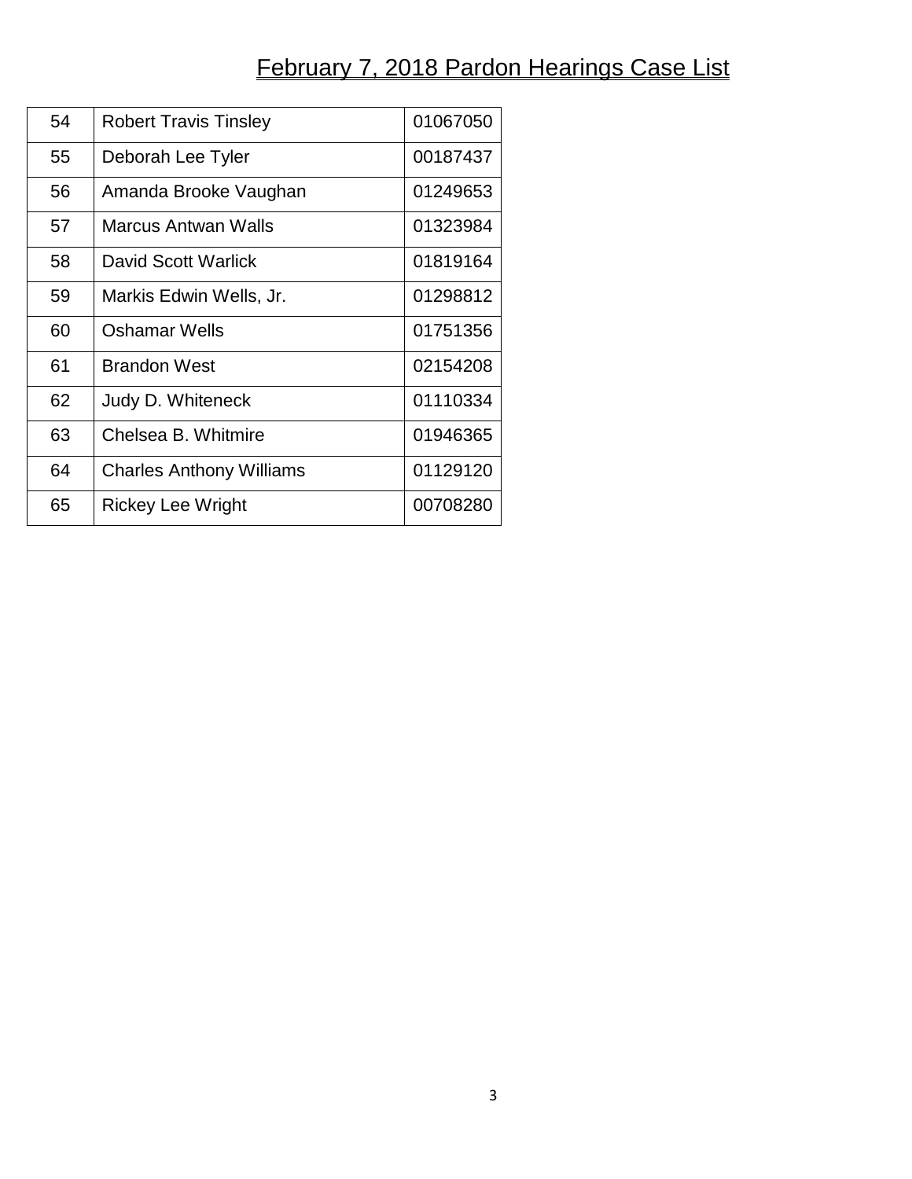# February 7, 2018 Pardon Hearings Case List

| | | |
|---|---|---|
| 54 | Robert Travis Tinsley | 01067050 |
| 55 | Deborah Lee Tyler | 00187437 |
| 56 | Amanda Brooke Vaughan | 01249653 |
| 57 | Marcus Antwan Walls | 01323984 |
| 58 | David Scott Warlick | 01819164 |
| 59 | Markis Edwin Wells, Jr. | 01298812 |
| 60 | Oshamar Wells | 01751356 |
| 61 | Brandon West | 02154208 |
| 62 | Judy D. Whiteneck | 01110334 |
| 63 | Chelsea B. Whitmire | 01946365 |
| 64 | Charles Anthony Williams | 01129120 |
| 65 | Rickey Lee Wright | 00708280 |